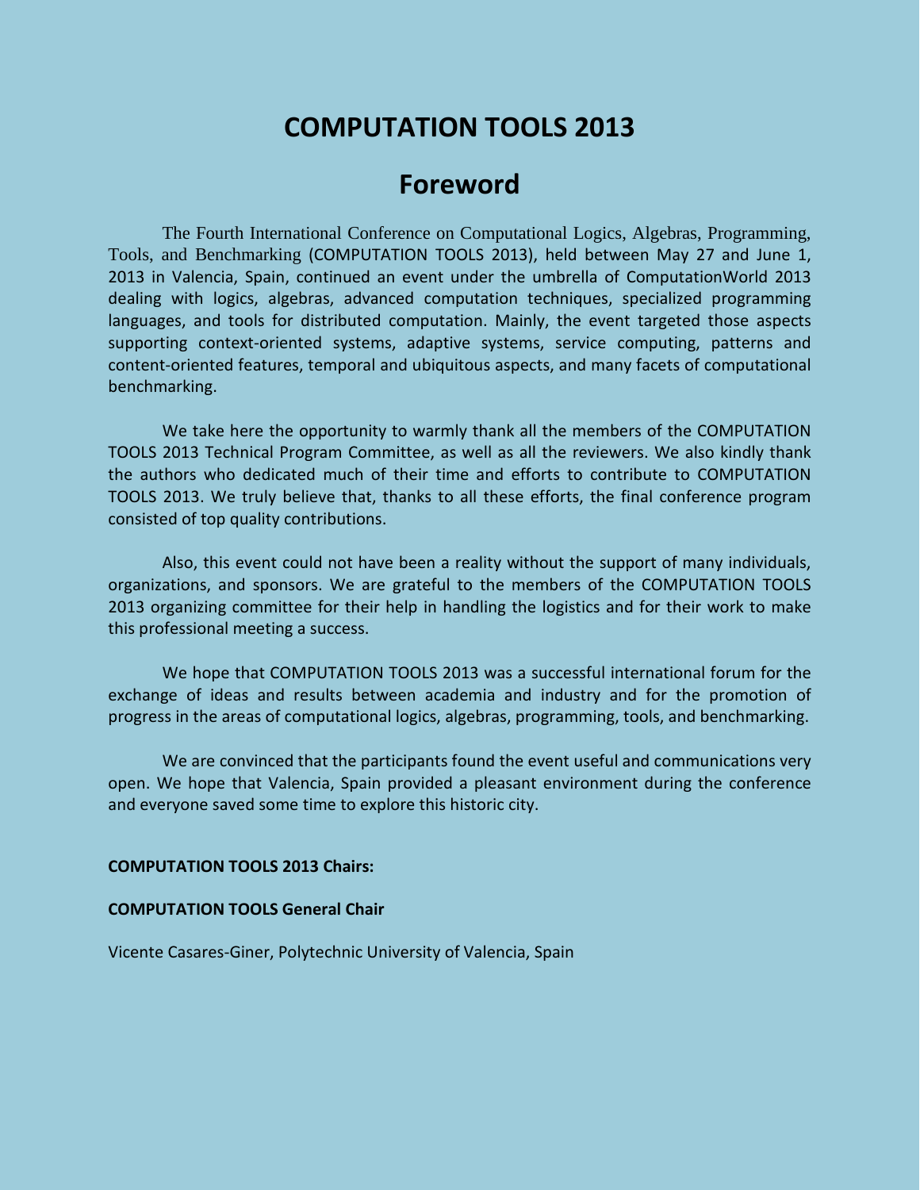# COMPUTATION TOOLS 2013

## Foreword

The Fourth International Conference on Computational Logics, Algebras, Programming, Tools, and Benchmarking (COMPUTATION TOOLS 2013), held between May 27 and June 1, 2013 in Valencia, Spain, continued an event under the umbrella of ComputationWorld 2013 dealing with logics, algebras, advanced computation techniques, specialized programming languages, and tools for distributed computation. Mainly, the event targeted those aspects supporting context-oriented systems, adaptive systems, service computing, patterns and content-oriented features, temporal and ubiquitous aspects, and many facets of computational benchmarking.

We take here the opportunity to warmly thank all the members of the COMPUTATION TOOLS 2013 Technical Program Committee, as well as all the reviewers. We also kindly thank the authors who dedicated much of their time and efforts to contribute to COMPUTATION TOOLS 2013. We truly believe that, thanks to all these efforts, the final conference program consisted of top quality contributions.

Also, this event could not have been a reality without the support of many individuals, organizations, and sponsors. We are grateful to the members of the COMPUTATION TOOLS 2013 organizing committee for their help in handling the logistics and for their work to make this professional meeting a success.

We hope that COMPUTATION TOOLS 2013 was a successful international forum for the exchange of ideas and results between academia and industry and for the promotion of progress in the areas of computational logics, algebras, programming, tools, and benchmarking.

We are convinced that the participants found the event useful and communications very open. We hope that Valencia, Spain provided a pleasant environment during the conference and everyone saved some time to explore this historic city.

**COMPUTATION TOOLS 2013 Chairs:**

**COMPUTATION TOOLS General Chair**

Vicente Casares-Giner, Polytechnic University of Valencia, Spain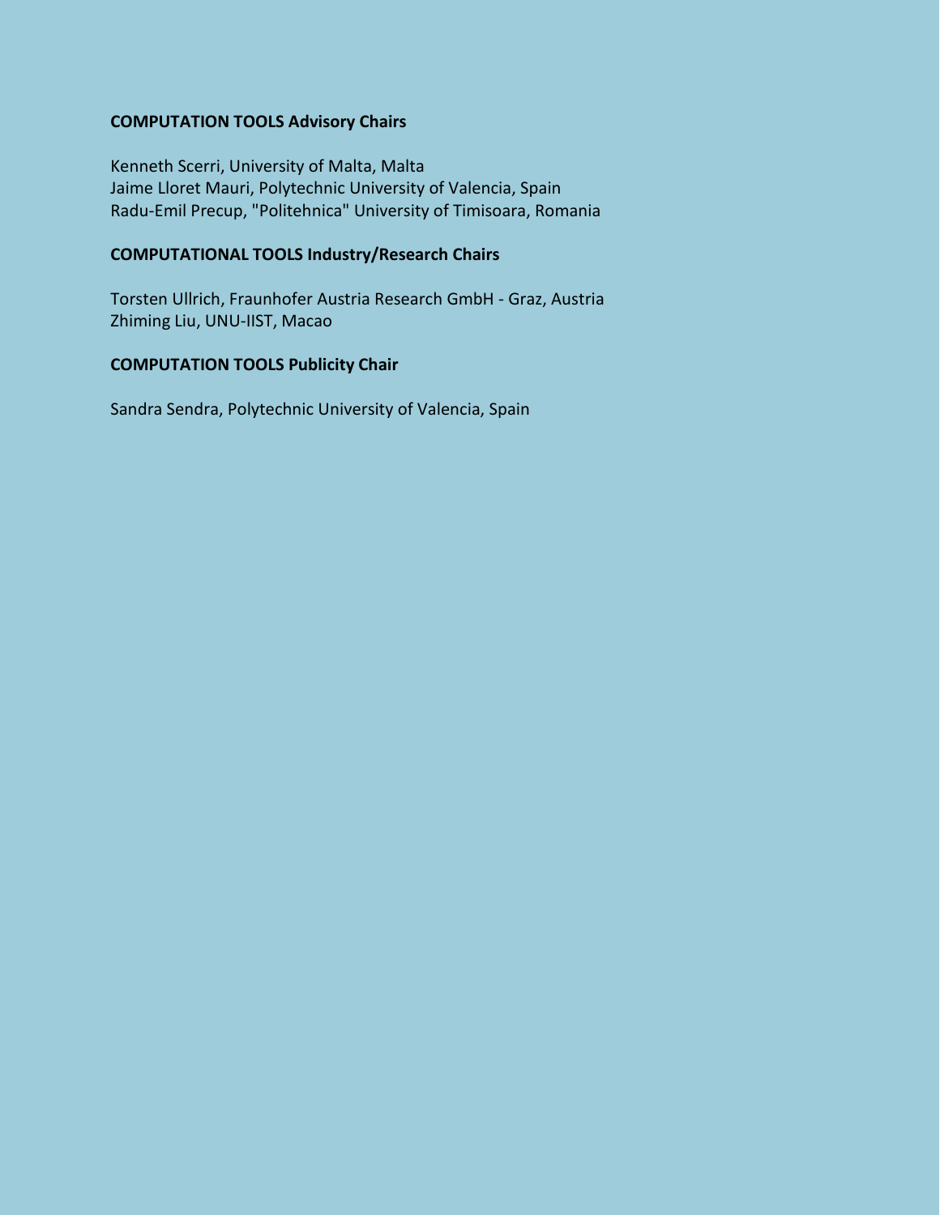**COMPUTATION TOOLS Advisory Chairs**

Kenneth Scerri, University of Malta, Malta
Jaime Lloret Mauri, Polytechnic University of Valencia, Spain
Radu-Emil Precup, "Politehnica" University of Timisoara, Romania

**COMPUTATIONAL TOOLS Industry/Research Chairs**

Torsten Ullrich, Fraunhofer Austria Research GmbH - Graz, Austria
Zhiming Liu, UNU-IIST, Macao

**COMPUTATION TOOLS Publicity Chair**

Sandra Sendra, Polytechnic University of Valencia, Spain